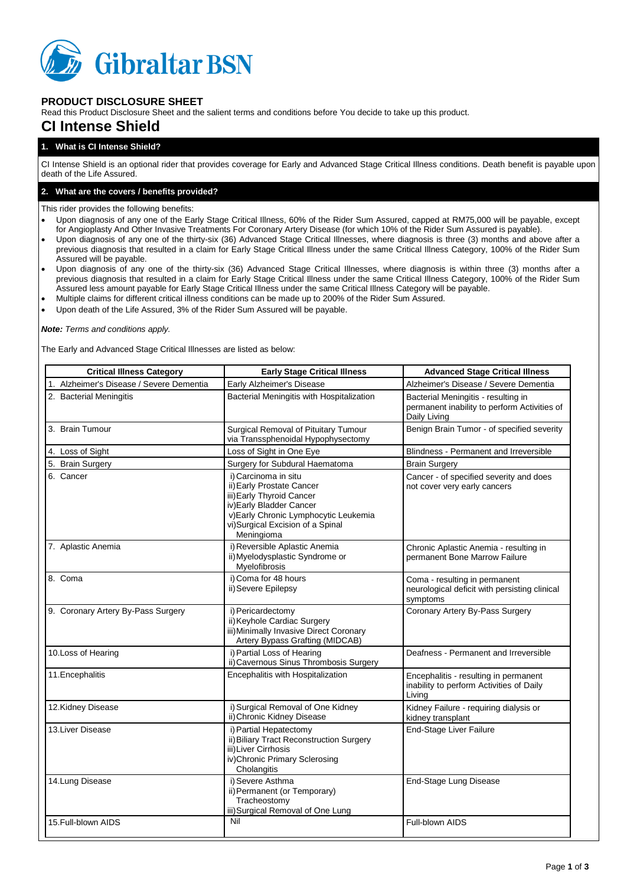Gibraltar BSN

## PRODUCT DISCLOSURE SHEET

Read this Product Disclosure Sheet and the salient terms and conditions before You decide to take up this product.

# CI Intense Shield

### 1. What is CI Intense Shield?

CI Intense Shield is an optional rider that provides coverage for Early and Advanced Stage Critical Illness conditions. Death benefit is payable upon death of the Life Assured.

### 2. What are the covers / benefits provided?

This rider provides the following benefits:

- Upon diagnosis of any one of the Early Stage Critical Illness, 60% of the Rider Sum Assured, capped at RM75,000 will be payable, except for Angioplasty And Other Invasive Treatments For Coronary Artery Disease (for which 10% of the Rider Sum Assured is payable).
- Upon diagnosis of any one of the thirty-six (36) Advanced Stage Critical Illnesses, where diagnosis is three (3) months and above after a previous diagnosis that resulted in a claim for Early Stage Critical Illness under the same Critical Illness Category, 100% of the Rider Sum Assured will be payable.
- Upon diagnosis of any one of the thirty-six (36) Advanced Stage Critical Illnesses, where diagnosis is within three (3) months after a previous diagnosis that resulted in a claim for Early Stage Critical Illness under the same Critical Illness Category, 100% of the Rider Sum Assured less amount payable for Early Stage Critical Illness under the same Critical Illness Category will be payable.
- Multiple claims for different critical illness conditions can be made up to 200% of the Rider Sum Assured.
- Upon death of the Life Assured, 3% of the Rider Sum Assured will be payable.

***Note:*** *Terms and conditions apply.*

The Early and Advanced Stage Critical Illnesses are listed as below:

| Critical Illness Category | Early Stage Critical Illness | Advanced Stage Critical Illness |
|---|---|---|
| 1. Alzheimer's Disease / Severe Dementia | Early Alzheimer's Disease | Alzheimer's Disease / Severe Dementia |
| 2. Bacterial Meningitis | Bacterial Meningitis with Hospitalization | Bacterial Meningitis - resulting in permanent inability to perform Activities of Daily Living |
| 3. Brain Tumour | Surgical Removal of Pituitary Tumour via Transsphenoidal Hypophysectomy | Benign Brain Tumor - of specified severity |
| 4. Loss of Sight | Loss of Sight in One Eye | Blindness - Permanent and Irreversible |
| 5. Brain Surgery | Surgery for Subdural Haematoma | Brain Surgery |
| 6. Cancer | i) Carcinoma in situ<br>ii) Early Prostate Cancer<br>iii) Early Thyroid Cancer<br>iv) Early Bladder Cancer<br>v) Early Chronic Lymphocytic Leukemia<br>vi) Surgical Excision of a Spinal Meningioma | Cancer - of specified severity and does not cover very early cancers |
| 7. Aplastic Anemia | i) Reversible Aplastic Anemia<br>ii) Myelodysplastic Syndrome or Myelofibrosis | Chronic Aplastic Anemia - resulting in permanent Bone Marrow Failure |
| 8. Coma | i) Coma for 48 hours<br>ii) Severe Epilepsy | Coma - resulting in permanent neurological deficit with persisting clinical symptoms |
| 9. Coronary Artery By-Pass Surgery | i) Pericardectomy<br>ii) Keyhole Cardiac Surgery<br>iii) Minimally Invasive Direct Coronary Artery Bypass Grafting (MIDCAB) | Coronary Artery By-Pass Surgery |
| 10. Loss of Hearing | i) Partial Loss of Hearing<br>ii) Cavernous Sinus Thrombosis Surgery | Deafness - Permanent and Irreversible |
| 11. Encephalitis | Encephalitis with Hospitalization | Encephalitis - resulting in permanent inability to perform Activities of Daily Living |
| 12. Kidney Disease | i) Surgical Removal of One Kidney<br>ii) Chronic Kidney Disease | Kidney Failure - requiring dialysis or kidney transplant |
| 13. Liver Disease | i) Partial Hepatectomy<br>ii) Biliary Tract Reconstruction Surgery<br>iii) Liver Cirrhosis<br>iv) Chronic Primary Sclerosing Cholangitis | End-Stage Liver Failure |
| 14. Lung Disease | i) Severe Asthma<br>ii) Permanent (or Temporary) Tracheostomy<br>iii) Surgical Removal of One Lung | End-Stage Lung Disease |
| 15. Full-blown AIDS | Nil | Full-blown AIDS |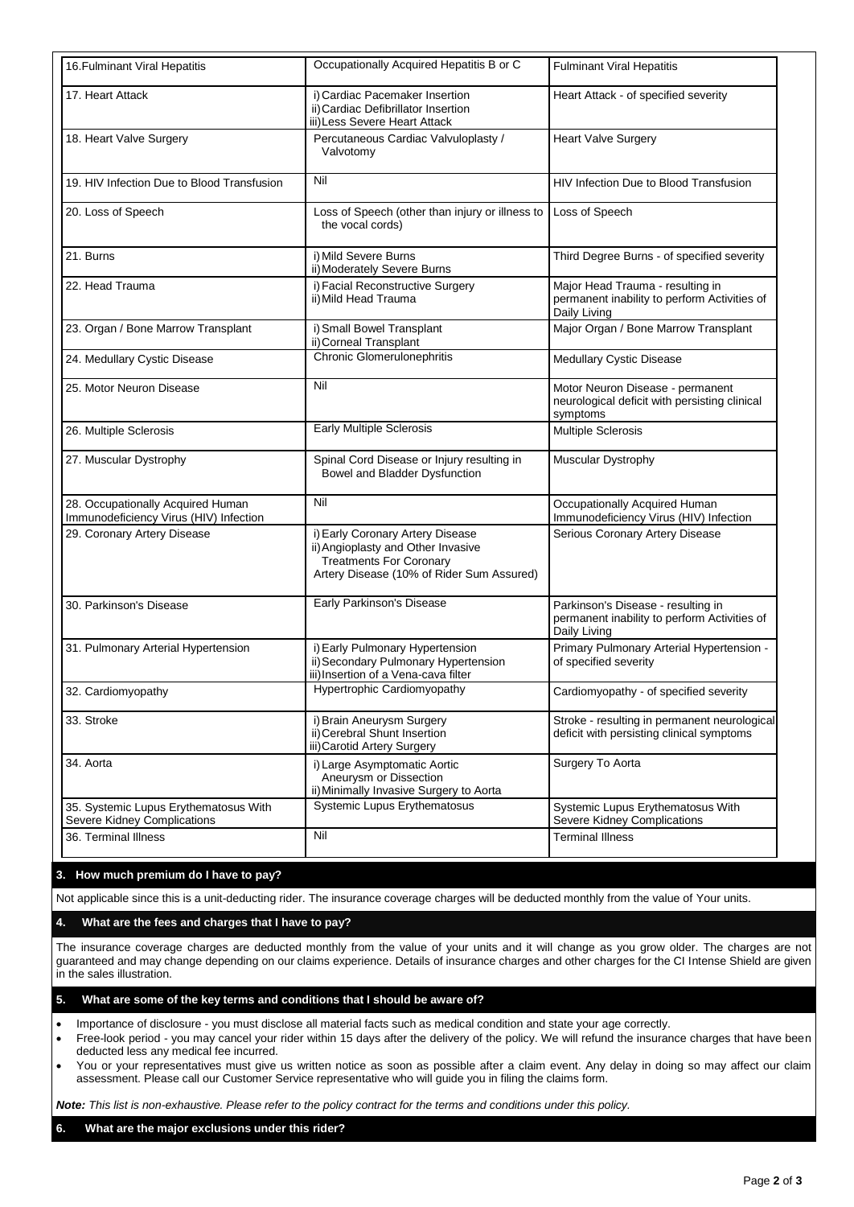| 16. Fulminant Viral Hepatitis | Occupationally Acquired Hepatitis B or C | Fulminant Viral Hepatitis |
|---|---|---|
| 17. Heart Attack | i) Cardiac Pacemaker Insertion<br>ii) Cardiac Defibrillator Insertion<br>iii) Less Severe Heart Attack | Heart Attack - of specified severity |
| 18. Heart Valve Surgery | Percutaneous Cardiac Valvuloplasty / Valvotomy | Heart Valve Surgery |
| 19. HIV Infection Due to Blood Transfusion | Nil | HIV Infection Due to Blood Transfusion |
| 20. Loss of Speech | Loss of Speech (other than injury or illness to the vocal cords) | Loss of Speech |
| 21. Burns | i) Mild Severe Burns<br>ii) Moderately Severe Burns | Third Degree Burns - of specified severity |
| 22. Head Trauma | i) Facial Reconstructive Surgery<br>ii) Mild Head Trauma | Major Head Trauma - resulting in permanent inability to perform Activities of Daily Living |
| 23. Organ / Bone Marrow Transplant | i) Small Bowel Transplant<br>ii) Corneal Transplant | Major Organ / Bone Marrow Transplant |
| 24. Medullary Cystic Disease | Chronic Glomerulonephritis | Medullary Cystic Disease |
| 25. Motor Neuron Disease | Nil | Motor Neuron Disease - permanent neurological deficit with persisting clinical symptoms |
| 26. Multiple Sclerosis | Early Multiple Sclerosis | Multiple Sclerosis |
| 27. Muscular Dystrophy | Spinal Cord Disease or Injury resulting in Bowel and Bladder Dysfunction | Muscular Dystrophy |
| 28. Occupationally Acquired Human Immunodeficiency Virus (HIV) Infection | Nil | Occupationally Acquired Human Immunodeficiency Virus (HIV) Infection |
| 29. Coronary Artery Disease | i) Early Coronary Artery Disease<br>ii) Angioplasty and Other Invasive Treatments For Coronary Artery Disease (10% of Rider Sum Assured) | Serious Coronary Artery Disease |
| 30. Parkinson's Disease | Early Parkinson's Disease | Parkinson's Disease - resulting in permanent inability to perform Activities of Daily Living |
| 31. Pulmonary Arterial Hypertension | i) Early Pulmonary Hypertension<br>ii) Secondary Pulmonary Hypertension<br>iii) Insertion of a Vena-cava filter | Primary Pulmonary Arterial Hypertension - of specified severity |
| 32. Cardiomyopathy | Hypertrophic Cardiomyopathy | Cardiomyopathy - of specified severity |
| 33. Stroke | i) Brain Aneurysm Surgery<br>ii) Cerebral Shunt Insertion<br>iii) Carotid Artery Surgery | Stroke - resulting in permanent neurological deficit with persisting clinical symptoms |
| 34. Aorta | i) Large Asymptomatic Aortic Aneurysm or Dissection<br>ii) Minimally Invasive Surgery to Aorta | Surgery To Aorta |
| 35. Systemic Lupus Erythematosus With Severe Kidney Complications | Systemic Lupus Erythematosus | Systemic Lupus Erythematosus With Severe Kidney Complications |
| 36. Terminal Illness | Nil | Terminal Illness |

## 3. How much premium do I have to pay?

Not applicable since this is a unit-deducting rider. The insurance coverage charges will be deducted monthly from the value of Your units.

## 4. What are the fees and charges that I have to pay?

The insurance coverage charges are deducted monthly from the value of your units and it will change as you grow older. The charges are not guaranteed and may change depending on our claims experience. Details of insurance charges and other charges for the CI Intense Shield are given in the sales illustration.

## 5. What are some of the key terms and conditions that I should be aware of?

- Importance of disclosure - you must disclose all material facts such as medical condition and state your age correctly.
- Free-look period - you may cancel your rider within 15 days after the delivery of the policy. We will refund the insurance charges that have been deducted less any medical fee incurred.
- You or your representatives must give us written notice as soon as possible after a claim event. Any delay in doing so may affect our claim assessment. Please call our Customer Service representative who will guide you in filing the claims form.

***Note:*** *This list is non-exhaustive. Please refer to the policy contract for the terms and conditions under this policy.*

## 6. What are the major exclusions under this rider?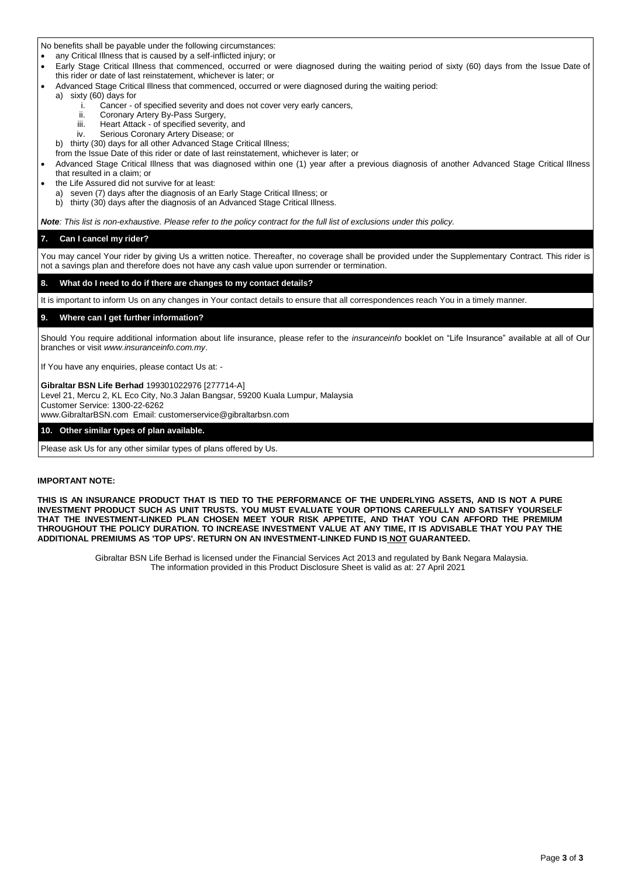No benefits shall be payable under the following circumstances:

- any Critical Illness that is caused by a self-inflicted injury; or
- Early Stage Critical Illness that commenced, occurred or were diagnosed during the waiting period of sixty (60) days from the Issue Date of this rider or date of last reinstatement, whichever is later; or
- Advanced Stage Critical Illness that commenced, occurred or were diagnosed during the waiting period:
  - a) sixty (60) days for
    - i. Cancer - of specified severity and does not cover very early cancers,
    - ii. Coronary Artery By-Pass Surgery,
    - iii. Heart Attack - of specified severity, and
    - iv. Serious Coronary Artery Disease; or
  - b) thirty (30) days for all other Advanced Stage Critical Illness;

  from the Issue Date of this rider or date of last reinstatement, whichever is later; or
- Advanced Stage Critical Illness that was diagnosed within one (1) year after a previous diagnosis of another Advanced Stage Critical Illness that resulted in a claim; or
- the Life Assured did not survive for at least:
  - a) seven (7) days after the diagnosis of an Early Stage Critical Illness; or
  - b) thirty (30) days after the diagnosis of an Advanced Stage Critical Illness.

***Note**: This list is non-exhaustive. Please refer to the policy contract for the full list of exclusions under this policy.*

## 7. Can I cancel my rider?

You may cancel Your rider by giving Us a written notice. Thereafter, no coverage shall be provided under the Supplementary Contract. This rider is not a savings plan and therefore does not have any cash value upon surrender or termination.

## 8. What do I need to do if there are changes to my contact details?

It is important to inform Us on any changes in Your contact details to ensure that all correspondences reach You in a timely manner.

## 9. Where can I get further information?

Should You require additional information about life insurance, please refer to the *insuranceinfo* booklet on "Life Insurance" available at all of Our branches or visit *www.insuranceinfo.com.my*.

If You have any enquiries, please contact Us at: -

**Gibraltar BSN Life Berhad** 199301022976 [277714-A]
Level 21, Mercu 2, KL Eco City, No.3 Jalan Bangsar, 59200 Kuala Lumpur, Malaysia
Customer Service: 1300-22-6262
www.GibraltarBSN.com Email: customerservice@gibraltarbsn.com

## 10. Other similar types of plan available.

Please ask Us for any other similar types of plans offered by Us.

**IMPORTANT NOTE:**

**THIS IS AN INSURANCE PRODUCT THAT IS TIED TO THE PERFORMANCE OF THE UNDERLYING ASSETS, AND IS NOT A PURE INVESTMENT PRODUCT SUCH AS UNIT TRUSTS. YOU MUST EVALUATE YOUR OPTIONS CAREFULLY AND SATISFY YOURSELF THAT THE INVESTMENT-LINKED PLAN CHOSEN MEET YOUR RISK APPETITE, AND THAT YOU CAN AFFORD THE PREMIUM THROUGHOUT THE POLICY DURATION. TO INCREASE INVESTMENT VALUE AT ANY TIME, IT IS ADVISABLE THAT YOU PAY THE ADDITIONAL PREMIUMS AS 'TOP UPS'. RETURN ON AN INVESTMENT-LINKED FUND IS NOT GUARANTEED.**

Gibraltar BSN Life Berhad is licensed under the Financial Services Act 2013 and regulated by Bank Negara Malaysia.
The information provided in this Product Disclosure Sheet is valid as at: 27 April 2021